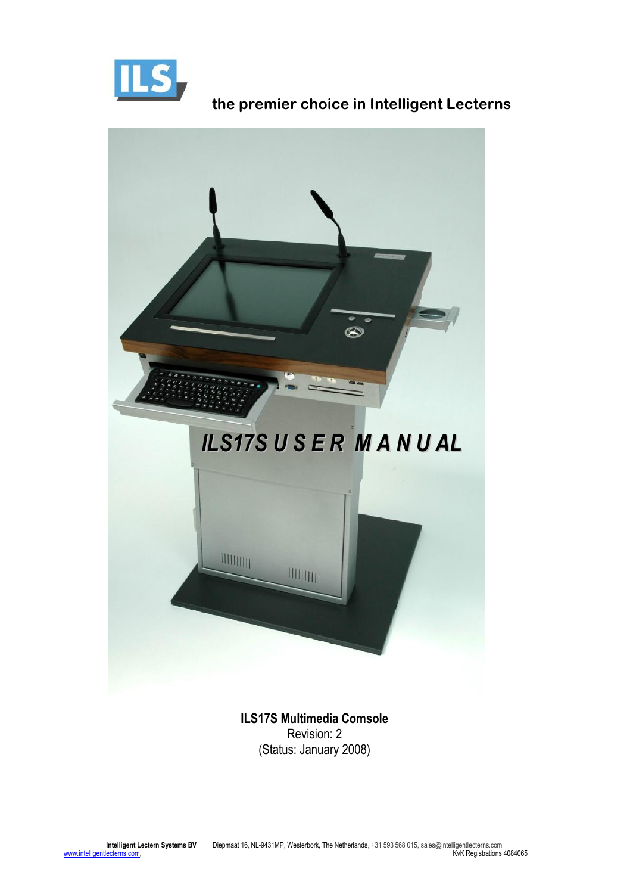ILS

**the premier choice in Intelligent Lecterns**

# *ILS17S U S E R M A N U AL*

**ILS17S Multimedia Comsole**
Revision: 2
(Status: January 2008)

**Intelligent Lectern Systems BV** Diepmaat 16, NL-9431MP, Westerbork, The Netherlands, +31 593 568 015, sales@intelligentlecterns.com
www.intelligentlecterns.com, KvK Registrations 4084065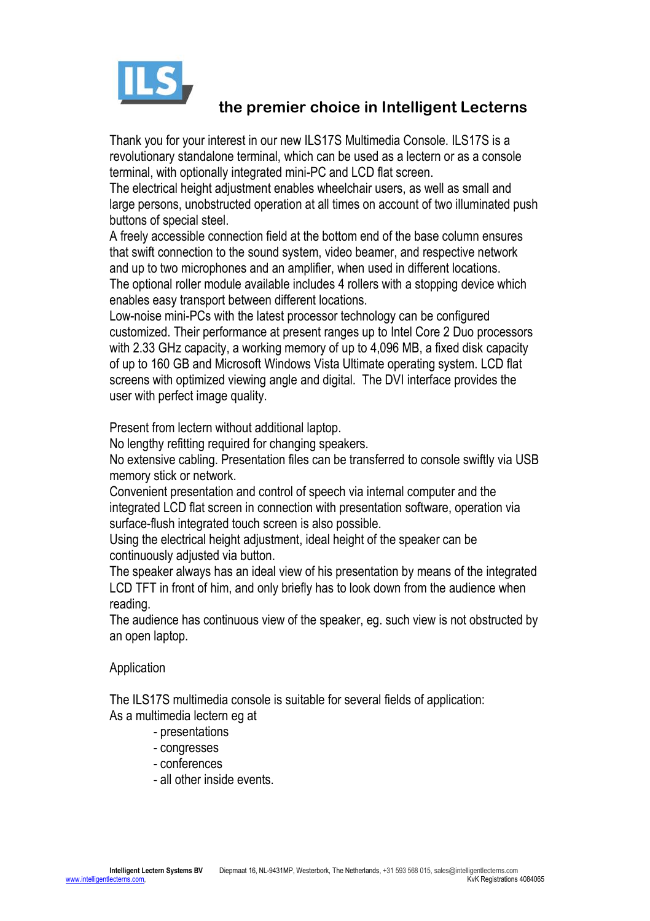**the premier choice in Intelligent Lecterns**

Thank you for your interest in our new ILS17S Multimedia Console. ILS17S is a revolutionary standalone terminal, which can be used as a lectern or as a console terminal, with optionally integrated mini-PC and LCD flat screen.
The electrical height adjustment enables wheelchair users, as well as small and large persons, unobstructed operation at all times on account of two illuminated push buttons of special steel.
A freely accessible connection field at the bottom end of the base column ensures that swift connection to the sound system, video beamer, and respective network and up to two microphones and an amplifier, when used in different locations.
The optional roller module available includes 4 rollers with a stopping device which enables easy transport between different locations.
Low-noise mini-PCs with the latest processor technology can be configured customized. Their performance at present ranges up to Intel Core 2 Duo processors with 2.33 GHz capacity, a working memory of up to 4,096 MB, a fixed disk capacity of up to 160 GB and Microsoft Windows Vista Ultimate operating system. LCD flat screens with optimized viewing angle and digital. The DVI interface provides the user with perfect image quality.

Present from lectern without additional laptop.
No lengthy refitting required for changing speakers.
No extensive cabling. Presentation files can be transferred to console swiftly via USB memory stick or network.
Convenient presentation and control of speech via internal computer and the integrated LCD flat screen in connection with presentation software, operation via surface-flush integrated touch screen is also possible.
Using the electrical height adjustment, ideal height of the speaker can be continuously adjusted via button.
The speaker always has an ideal view of his presentation by means of the integrated LCD TFT in front of him, and only briefly has to look down from the audience when reading.
The audience has continuous view of the speaker, eg. such view is not obstructed by an open laptop.

Application

The ILS17S multimedia console is suitable for several fields of application:
As a multimedia lectern eg at

- presentations
- congresses
- conferences
- all other inside events.

**Intelligent Lectern Systems BV** Diepmaat 16, NL-9431MP, Westerbork, The Netherlands, +31 593 568 015, sales@intelligentlecterns.com
www.intelligentlecterns.com, KvK Registrations 4084065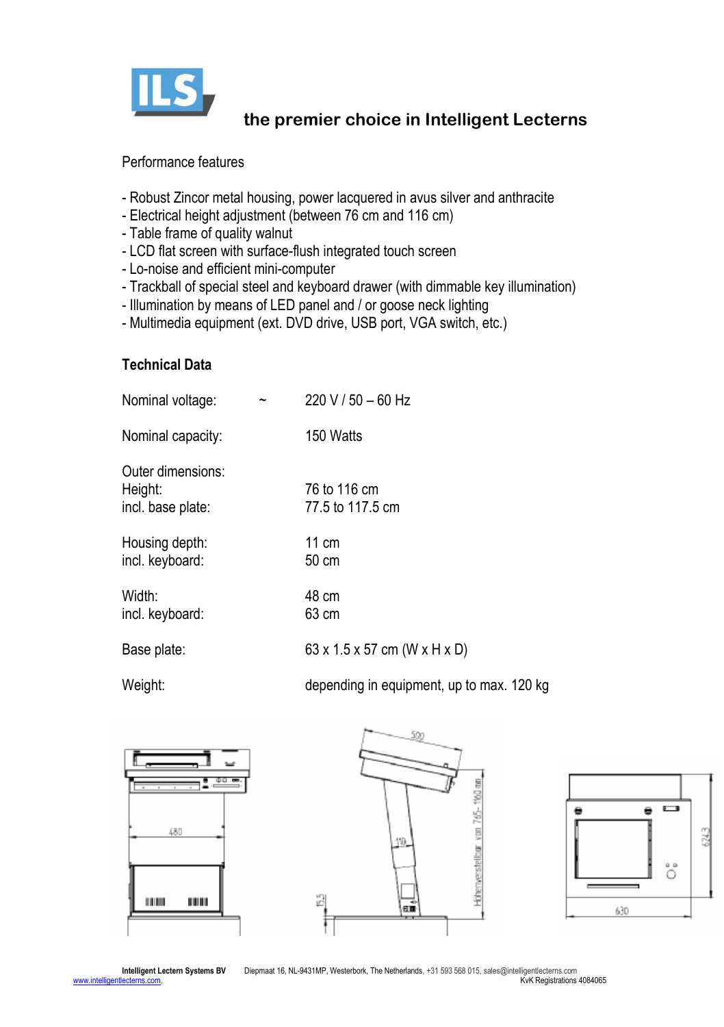# ILS

## the premier choice in Intelligent Lecterns

Performance features

- Robust Zincor metal housing, power lacquered in avus silver and anthracite
- Electrical height adjustment (between 76 cm and 116 cm)
- Table frame of quality walnut
- LCD flat screen with surface-flush integrated touch screen
- Lo-noise and efficient mini-computer
- Trackball of special steel and keyboard drawer (with dimmable key illumination)
- Illumination by means of LED panel and / or goose neck lighting
- Multimedia equipment (ext. DVD drive, USB port, VGA switch, etc.)

### Technical Data

| | |
|---|---|
| Nominal voltage: ~ | 220 V / 50 – 60 Hz |
| Nominal capacity: | 150 Watts |
| Outer dimensions: | |
| Height: | 76 to 116 cm |
| incl. base plate: | 77.5 to 117.5 cm |
| Housing depth: | 11 cm |
| incl. keyboard: | 50 cm |
| Width: | 48 cm |
| incl. keyboard: | 63 cm |
| Base plate: | 63 x 1.5 x 57 cm (W x H x D) |
| Weight: | depending in equipment, up to max. 120 kg |

480

500

110

15,5

Höhenverstellbar von 765–1160 mm

624,3

630

**Intelligent Lectern Systems BV** Diepmaat 16, NL-9431MP, Westerbork, The Netherlands, +31 593 568 015, sales@intelligentlecterns.com
www.intelligentlecterns.com KvK Registrations 4084065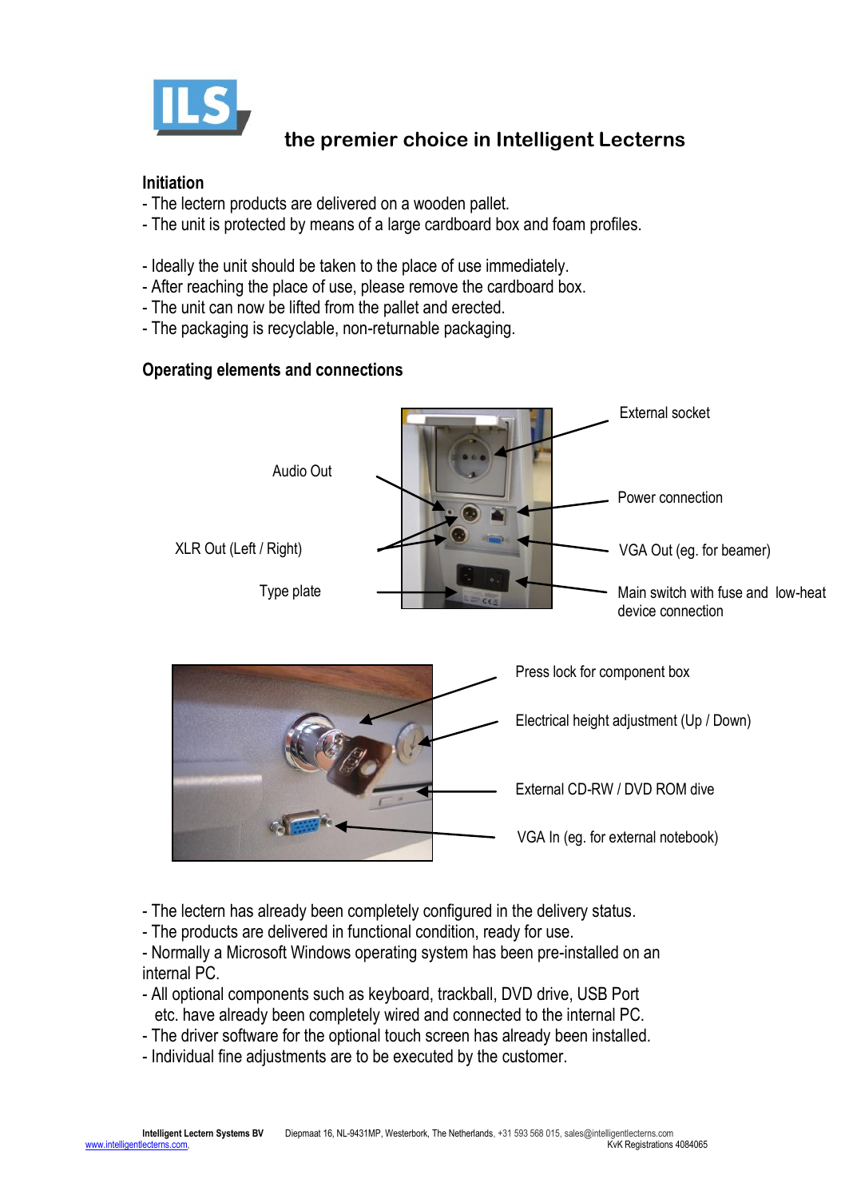**the premier choice in Intelligent Lecterns**

## Initiation

- The lectern products are delivered on a wooden pallet.
- The unit is protected by means of a large cardboard box and foam profiles.

- Ideally the unit should be taken to the place of use immediately.
- After reaching the place of use, please remove the cardboard box.
- The unit can now be lifted from the pallet and erected.
- The packaging is recyclable, non-returnable packaging.

## Operating elements and connections

External socket

Audio Out

Power connection

XLR Out (Left / Right)

VGA Out (eg. for beamer)

Type plate

Main switch with fuse and low-heat device connection

Press lock for component box

Electrical height adjustment (Up / Down)

External CD-RW / DVD ROM dive

VGA In (eg. for external notebook)

- The lectern has already been completely configured in the delivery status.
- The products are delivered in functional condition, ready for use.
- Normally a Microsoft Windows operating system has been pre-installed on an internal PC.
- All optional components such as keyboard, trackball, DVD drive, USB Port etc. have already been completely wired and connected to the internal PC.
- The driver software for the optional touch screen has already been installed.
- Individual fine adjustments are to be executed by the customer.

**Intelligent Lectern Systems BV** Diepmaat 16, NL-9431MP, Westerbork, The Netherlands, +31 593 568 015, sales@intelligentlecterns.com
www.intelligentlecterns.com, KvK Registrations 4084065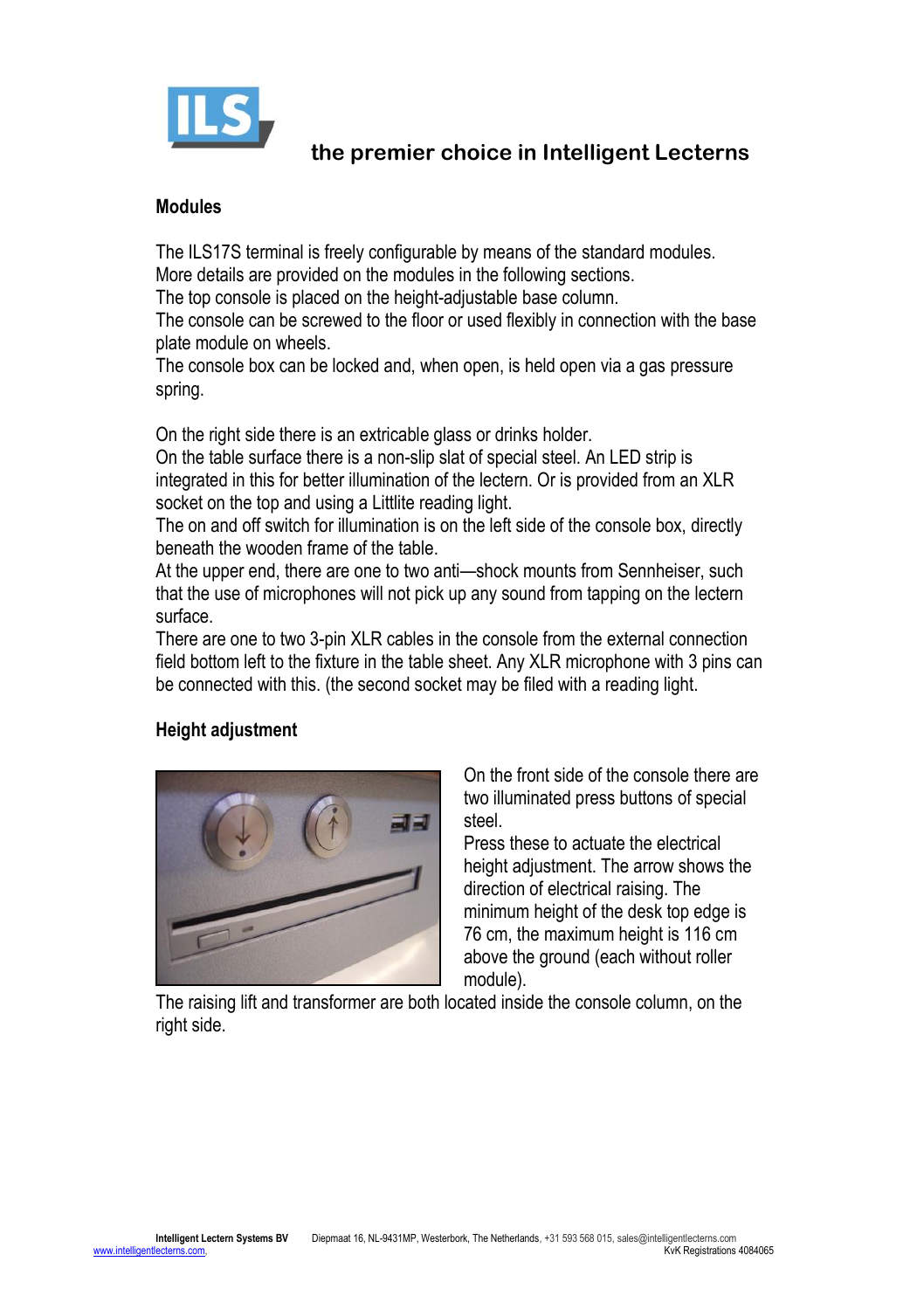## Modules

The ILS17S terminal is freely configurable by means of the standard modules.
More details are provided on the modules in the following sections.
The top console is placed on the height-adjustable base column.
The console can be screwed to the floor or used flexibly in connection with the base plate module on wheels.
The console box can be locked and, when open, is held open via a gas pressure spring.

On the right side there is an extricable glass or drinks holder.
On the table surface there is a non-slip slat of special steel. An LED strip is integrated in this for better illumination of the lectern. Or is provided from an XLR socket on the top and using a Littlite reading light.
The on and off switch for illumination is on the left side of the console box, directly beneath the wooden frame of the table.
At the upper end, there are one to two anti—shock mounts from Sennheiser, such that the use of microphones will not pick up any sound from tapping on the lectern surface.
There are one to two 3-pin XLR cables in the console from the external connection field bottom left to the fixture in the table sheet. Any XLR microphone with 3 pins can be connected with this. (the second socket may be filed with a reading light.

## Height adjustment

On the front side of the console there are two illuminated press buttons of special steel.
Press these to actuate the electrical height adjustment. The arrow shows the direction of electrical raising. The minimum height of the desk top edge is 76 cm, the maximum height is 116 cm above the ground (each without roller module).
The raising lift and transformer are both located inside the console column, on the right side.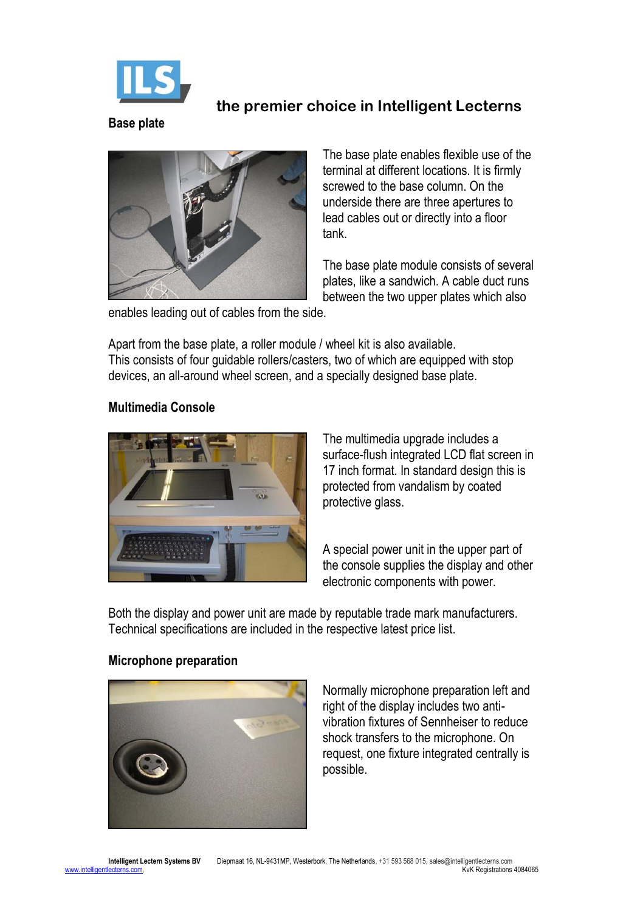the premier choice in Intelligent Lecterns

## Base plate

The base plate enables flexible use of the terminal at different locations. It is firmly screwed to the base column. On the underside there are three apertures to lead cables out or directly into a floor tank.

The base plate module consists of several plates, like a sandwich. A cable duct runs between the two upper plates which also enables leading out of cables from the side.

Apart from the base plate, a roller module / wheel kit is also available.
This consists of four guidable rollers/casters, two of which are equipped with stop devices, an all-around wheel screen, and a specially designed base plate.

## Multimedia Console

The multimedia upgrade includes a surface-flush integrated LCD flat screen in 17 inch format. In standard design this is protected from vandalism by coated protective glass.

A special power unit in the upper part of the console supplies the display and other electronic components with power.

Both the display and power unit are made by reputable trade mark manufacturers. Technical specifications are included in the respective latest price list.

## Microphone preparation

Normally microphone preparation left and right of the display includes two anti-vibration fixtures of Sennheiser to reduce shock transfers to the microphone. On request, one fixture integrated centrally is possible.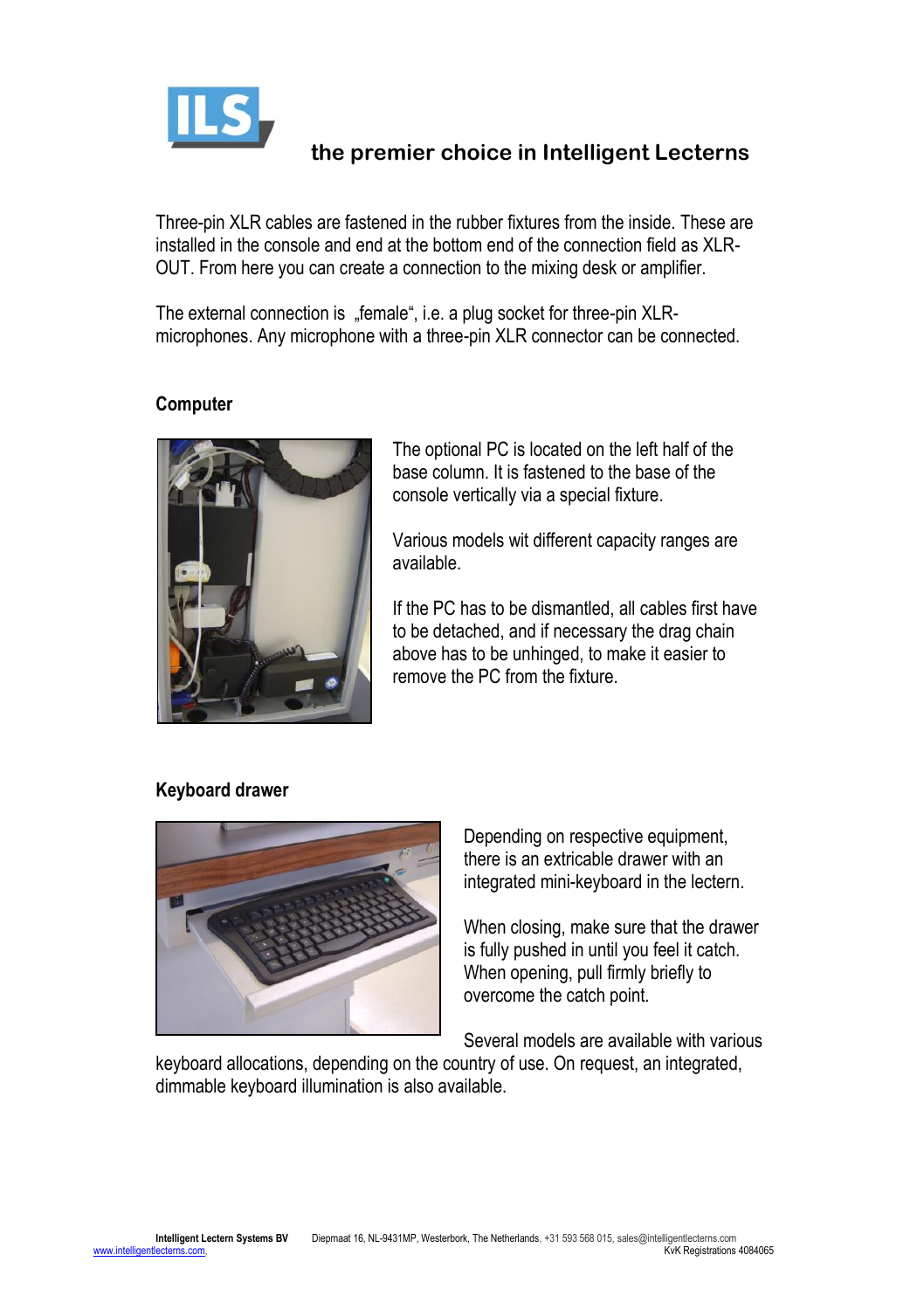Three-pin XLR cables are fastened in the rubber fixtures from the inside. These are installed in the console and end at the bottom end of the connection field as XLR-OUT. From here you can create a connection to the mixing desk or amplifier.

The external connection is „female“, i.e. a plug socket for three-pin XLR-microphones. Any microphone with a three-pin XLR connector can be connected.

## Computer

The optional PC is located on the left half of the base column. It is fastened to the base of the console vertically via a special fixture.

Various models wit different capacity ranges are available.

If the PC has to be dismantled, all cables first have to be detached, and if necessary the drag chain above has to be unhinged, to make it easier to remove the PC from the fixture.

## Keyboard drawer

Depending on respective equipment, there is an extricable drawer with an integrated mini-keyboard in the lectern.

When closing, make sure that the drawer is fully pushed in until you feel it catch. When opening, pull firmly briefly to overcome the catch point.

Several models are available with various keyboard allocations, depending on the country of use. On request, an integrated, dimmable keyboard illumination is also available.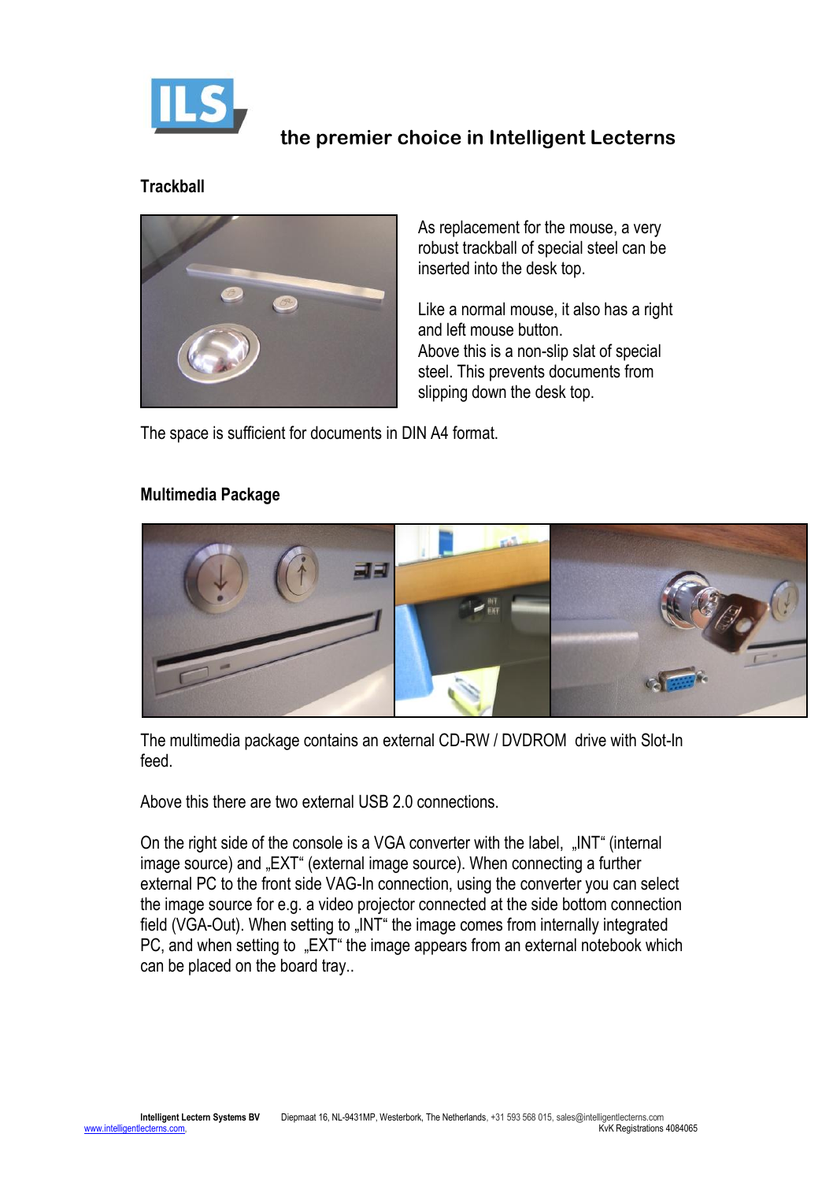the premier choice in Intelligent Lecterns

## Trackball

As replacement for the mouse, a very robust trackball of special steel can be inserted into the desk top.

Like a normal mouse, it also has a right and left mouse button.
Above this is a non-slip slat of special steel. This prevents documents from slipping down the desk top.

The space is sufficient for documents in DIN A4 format.

## Multimedia Package

The multimedia package contains an external CD-RW / DVDROM drive with Slot-In feed.

Above this there are two external USB 2.0 connections.

On the right side of the console is a VGA converter with the label, „INT“ (internal image source) and „EXT“ (external image source). When connecting a further external PC to the front side VAG-In connection, using the converter you can select the image source for e.g. a video projector connected at the side bottom connection field (VGA-Out). When setting to „INT“ the image comes from internally integrated PC, and when setting to „EXT“ the image appears from an external notebook which can be placed on the board tray..

**Intelligent Lectern Systems BV** Diepmaat 16, NL-9431MP, Westerbork, The Netherlands, +31 593 568 015, sales@intelligentlecterns.com
www.intelligentlecterns.com, KvK Registrations 4084065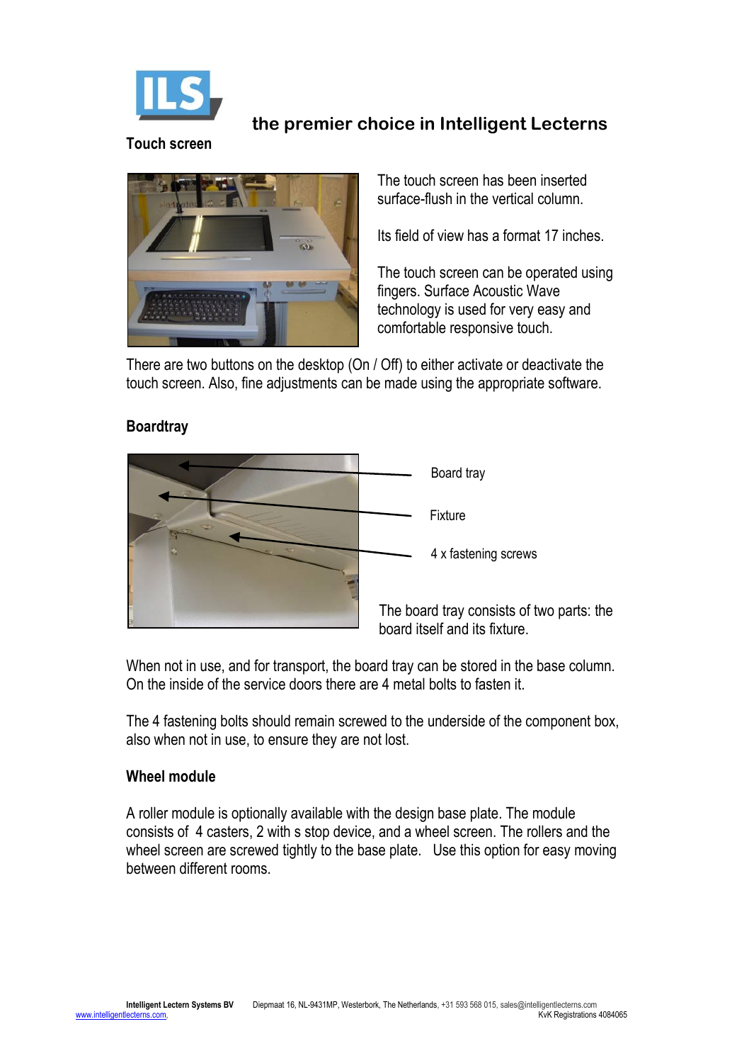the premier choice in Intelligent Lecterns

## Touch screen

The touch screen has been inserted surface-flush in the vertical column.

Its field of view has a format 17 inches.

The touch screen can be operated using fingers. Surface Acoustic Wave technology is used for very easy and comfortable responsive touch.

There are two buttons on the desktop (On / Off) to either activate or deactivate the touch screen. Also, fine adjustments can be made using the appropriate software.

## Boardtray

Board tray

Fixture

4 x fastening screws

The board tray consists of two parts: the board itself and its fixture.

When not in use, and for transport, the board tray can be stored in the base column. On the inside of the service doors there are 4 metal bolts to fasten it.

The 4 fastening bolts should remain screwed to the underside of the component box, also when not in use, to ensure they are not lost.

## Wheel module

A roller module is optionally available with the design base plate. The module consists of 4 casters, 2 with s stop device, and a wheel screen. The rollers and the wheel screen are screwed tightly to the base plate. Use this option for easy moving between different rooms.

**Intelligent Lectern Systems BV** Diepmaat 16, NL-9431MP, Westerbork, The Netherlands, +31 593 568 015, sales@intelligentlecterns.com
www.intelligentlecterns.com KvK Registrations 4084065